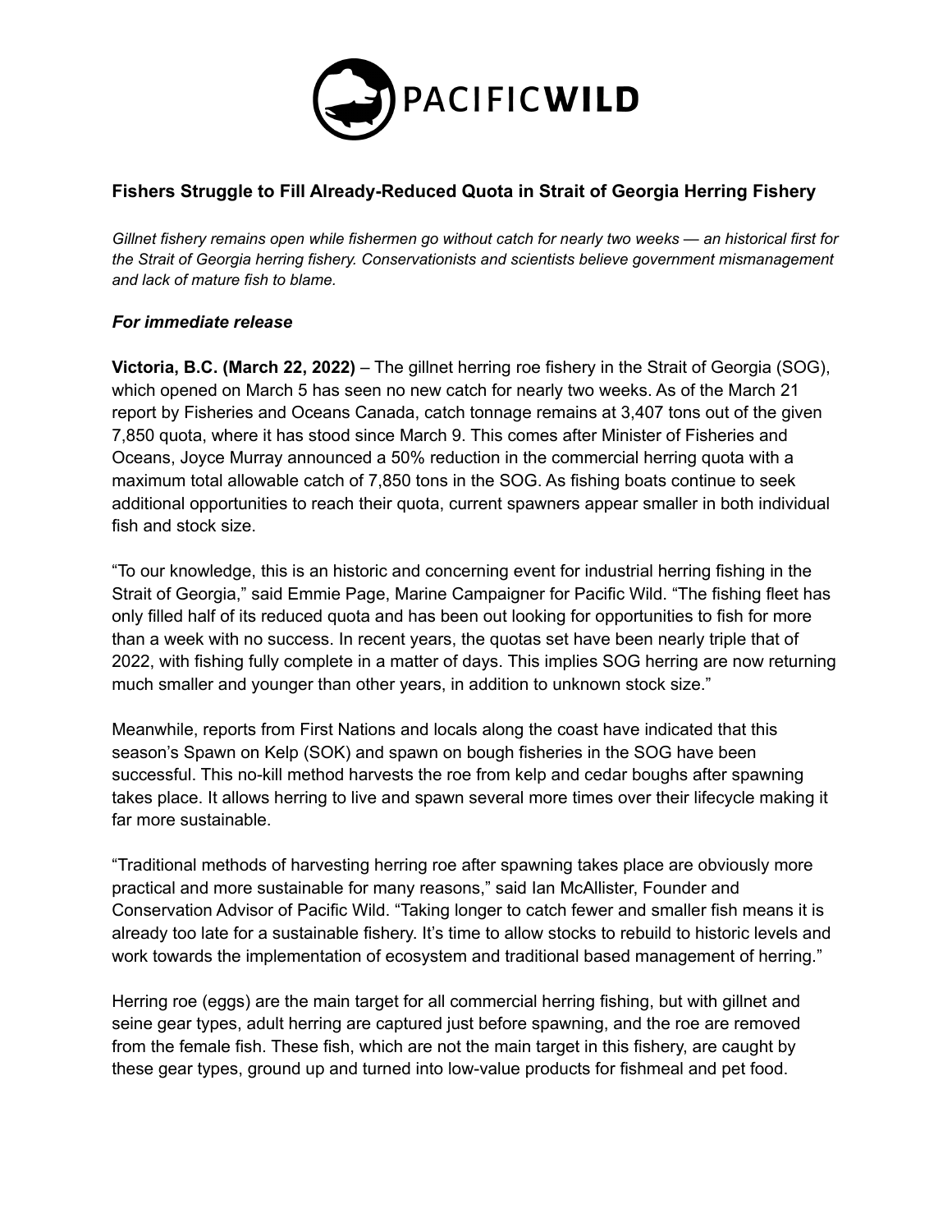# PACIFICWILD

## Fishers Struggle to Fill Already-Reduced Quota in Strait of Georgia Herring Fishery

*Gillnet fishery remains open while fishermen go without catch for nearly two weeks — an historical first for the Strait of Georgia herring fishery. Conservationists and scientists believe government mismanagement and lack of mature fish to blame.*

***For immediate release***

**Victoria, B.C. (March 22, 2022)** – The gillnet herring roe fishery in the Strait of Georgia (SOG), which opened on March 5 has seen no new catch for nearly two weeks. As of the March 21 report by Fisheries and Oceans Canada, catch tonnage remains at 3,407 tons out of the given 7,850 quota, where it has stood since March 9. This comes after Minister of Fisheries and Oceans, Joyce Murray announced a 50% reduction in the commercial herring quota with a maximum total allowable catch of 7,850 tons in the SOG. As fishing boats continue to seek additional opportunities to reach their quota, current spawners appear smaller in both individual fish and stock size.

"To our knowledge, this is an historic and concerning event for industrial herring fishing in the Strait of Georgia," said Emmie Page, Marine Campaigner for Pacific Wild. "The fishing fleet has only filled half of its reduced quota and has been out looking for opportunities to fish for more than a week with no success. In recent years, the quotas set have been nearly triple that of 2022, with fishing fully complete in a matter of days. This implies SOG herring are now returning much smaller and younger than other years, in addition to unknown stock size."

Meanwhile, reports from First Nations and locals along the coast have indicated that this season's Spawn on Kelp (SOK) and spawn on bough fisheries in the SOG have been successful. This no-kill method harvests the roe from kelp and cedar boughs after spawning takes place. It allows herring to live and spawn several more times over their lifecycle making it far more sustainable.

"Traditional methods of harvesting herring roe after spawning takes place are obviously more practical and more sustainable for many reasons," said Ian McAllister, Founder and Conservation Advisor of Pacific Wild. "Taking longer to catch fewer and smaller fish means it is already too late for a sustainable fishery. It's time to allow stocks to rebuild to historic levels and work towards the implementation of ecosystem and traditional based management of herring."

Herring roe (eggs) are the main target for all commercial herring fishing, but with gillnet and seine gear types, adult herring are captured just before spawning, and the roe are removed from the female fish. These fish, which are not the main target in this fishery, are caught by these gear types, ground up and turned into low-value products for fishmeal and pet food.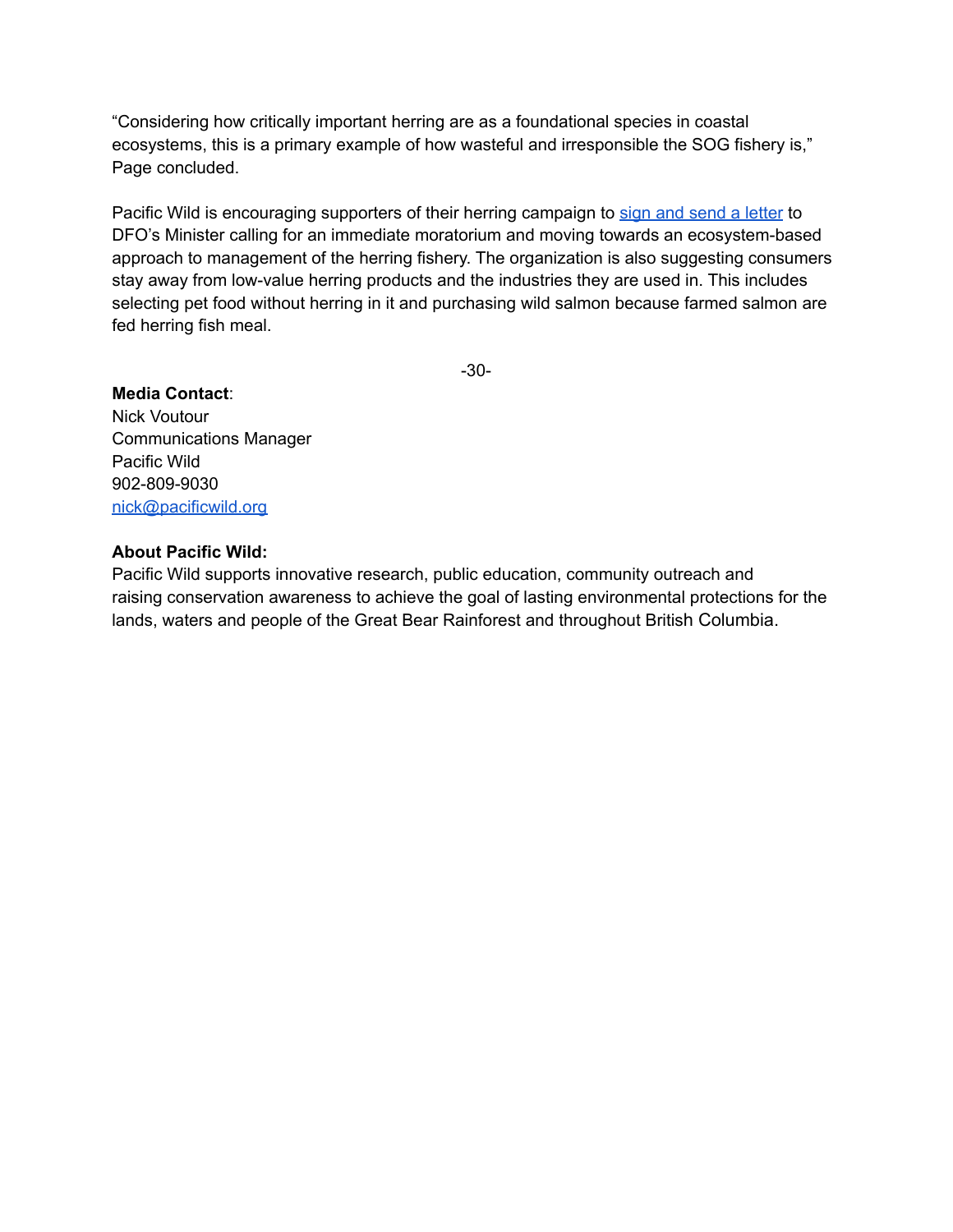"Considering how critically important herring are as a foundational species in coastal ecosystems, this is a primary example of how wasteful and irresponsible the SOG fishery is," Page concluded.

Pacific Wild is encouraging supporters of their herring campaign to [sign and send a letter]() to DFO's Minister calling for an immediate moratorium and moving towards an ecosystem-based approach to management of the herring fishery. The organization is also suggesting consumers stay away from low-value herring products and the industries they are used in. This includes selecting pet food without herring in it and purchasing wild salmon because farmed salmon are fed herring fish meal.

-30-

**Media Contact**:
Nick Voutour
Communications Manager
Pacific Wild
902-809-9030
[nick@pacificwild.org](mailto:nick@pacificwild.org)

**About Pacific Wild:**
Pacific Wild supports innovative research, public education, community outreach and raising conservation awareness to achieve the goal of lasting environmental protections for the lands, waters and people of the Great Bear Rainforest and throughout British Columbia.